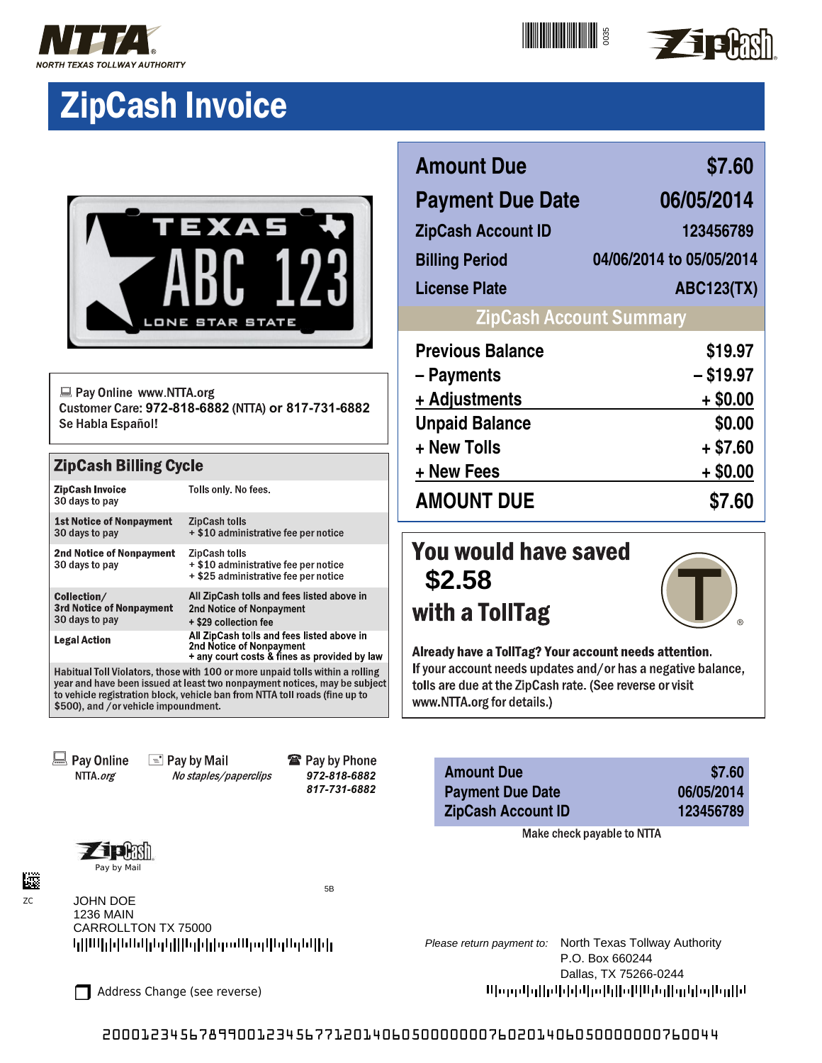NTTA
NORTH TEXAS TOLLWAY AUTHORITY

ZipCash

# ZipCash Invoice

TEXAS
ABC 123
LONE STAR STATE

| Amount Due | $7.60 |
|---|---|
| Payment Due Date | 06/05/2014 |
| ZipCash Account ID | 123456789 |
| Billing Period | 04/06/2014 to 05/05/2014 |
| License Plate | ABC123(TX) |

## ZipCash Account Summary

| Previous Balance | $19.97 |
|---|---|
| – Payments | – $19.97 |
| + Adjustments | + $0.00 |
| Unpaid Balance | $0.00 |
| + New Tolls | + $7.60 |
| + New Fees | + $0.00 |
| **AMOUNT DUE** | **$7.60** |

Pay Online www.NTTA.org
Customer Care: **972-818-6882** (NTTA) or **817-731-6882**
Se Habla Español!

## ZipCash Billing Cycle

| | |
|---|---|
| **ZipCash Invoice** 30 days to pay | Tolls only. No fees. |
| **1st Notice of Nonpayment** 30 days to pay | ZipCash tolls + $10 administrative fee per notice |
| **2nd Notice of Nonpayment** 30 days to pay | ZipCash tolls + $10 administrative fee per notice + $25 administrative fee per notice |
| **Collection/ 3rd Notice of Nonpayment** 30 days to pay | All ZipCash tolls and fees listed above in 2nd Notice of Nonpayment + $29 collection fee |
| **Legal Action** | All ZipCash tolls and fees listed above in 2nd Notice of Nonpayment + any court costs & fines as provided by law |

Habitual Toll Violators, those with 100 or more unpaid tolls within a rolling year and have been issued at least two nonpayment notices, may be subject to vehicle registration block, vehicle ban from NTTA toll roads (fine up to $500), and /or vehicle impoundment.

**You would have saved**
**$2.58**
**with a TollTag**

**Already have a TollTag? Your account needs attention.**
If your account needs updates and/or has a negative balance, tolls are due at the ZipCash rate. (See reverse or visit www.NTTA.org for details.)

---

Pay Online
NTTA.*org*

Pay by Mail
*No staples/paperclips*

Pay by Phone
***972-818-6882***
***817-731-6882***

| Amount Due | $7.60 |
|---|---|
| Payment Due Date | 06/05/2014 |
| ZipCash Account ID | 123456789 |

Make check payable to NTTA

ZipCash
Pay by Mail

ZC

5B

JOHN DOE
1236 MAIN
CARROLLTON TX 75000

*Please return payment to:* North Texas Tollway Authority
P.O. Box 660244
Dallas, TX 75266-0244

☐ Address Change (see reverse)

20001234567899001234567712014060500000007602014060500000000760044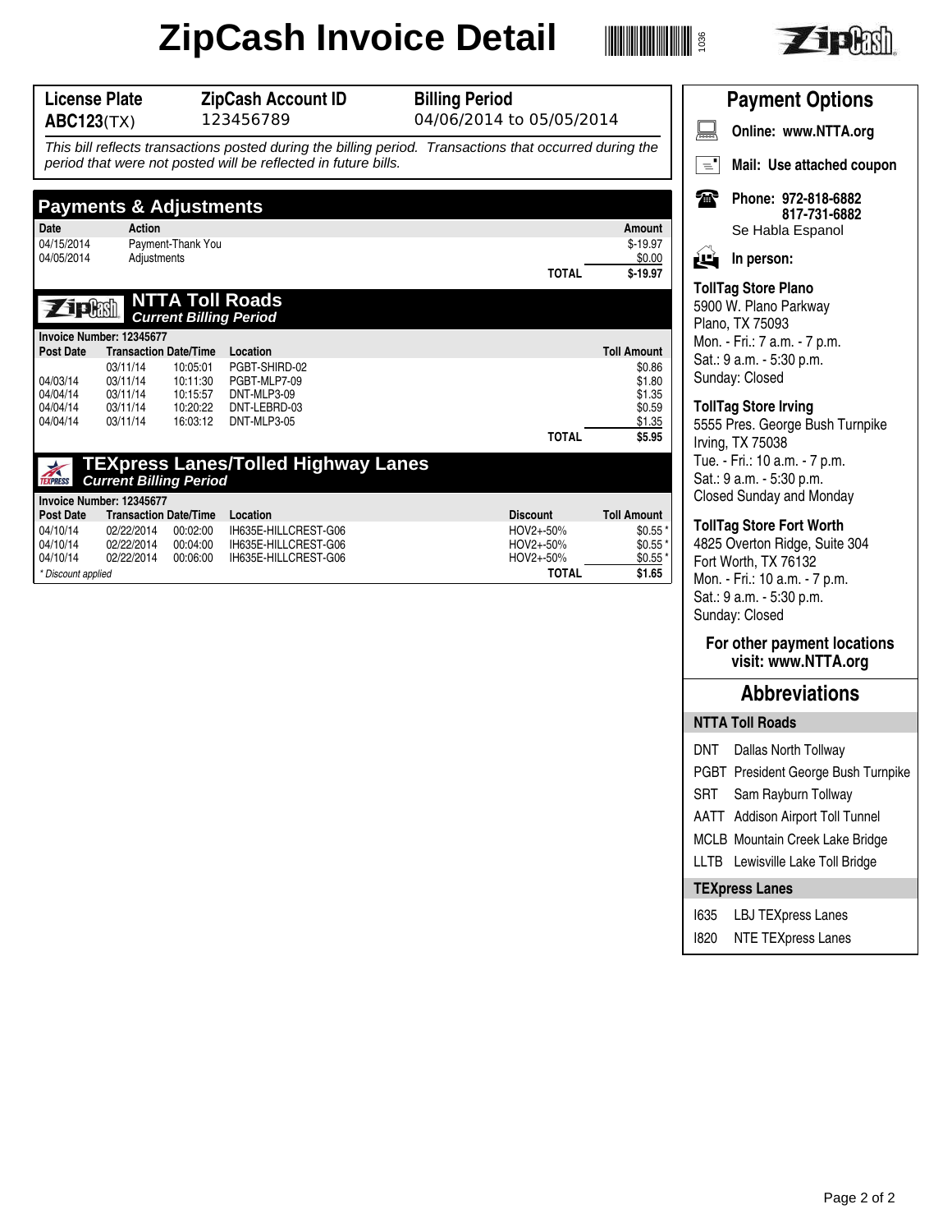# ZipCash Invoice Detail

| License Plate | ZipCash Account ID | Billing Period |
| --- | --- | --- |
| **ABC123**(TX) | 123456789 | 04/06/2014 to 05/05/2014 |

*This bill reflects transactions posted during the billing period. Transactions that occurred during the period that were not posted will be reflected in future bills.*

## Payments & Adjustments

| Date | Action | Amount |
| --- | --- | --- |
| 04/15/2014 | Payment-Thank You | $-19.97 |
| 04/05/2014 | Adjustments | $0.00 |
| | **TOTAL** | **$-19.97** |

## NTTA Toll Roads
*Current Billing Period*

**Invoice Number: 12345677**

| Post Date | Transaction Date/Time | | Location | Toll Amount |
| --- | --- | --- | --- | --- |
| | 03/11/14 | 10:05:01 | PGBT-SHIRD-02 | $0.86 |
| 04/03/14 | 03/11/14 | 10:11:30 | PGBT-MLP7-09 | $1.80 |
| 04/04/14 | 03/11/14 | 10:15:57 | DNT-MLP3-09 | $1.35 |
| 04/04/14 | 03/11/14 | 10:20:22 | DNT-LEBRD-03 | $0.59 |
| 04/04/14 | 03/11/14 | 16:03:12 | DNT-MLP3-05 | $1.35 |
| | | | **TOTAL** | **$5.95** |

## TEXpress Lanes/Tolled Highway Lanes
*Current Billing Period*

**Invoice Number: 12345677**

| Post Date | Transaction Date/Time | | Location | Discount | Toll Amount |
| --- | --- | --- | --- | --- | --- |
| 04/10/14 | 02/22/2014 | 00:02:00 | IH635E-HILLCREST-G06 | HOV2+-50% | $0.55 * |
| 04/10/14 | 02/22/2014 | 00:04:00 | IH635E-HILLCREST-G06 | HOV2+-50% | $0.55 * |
| 04/10/14 | 02/22/2014 | 00:06:00 | IH635E-HILLCREST-G06 | HOV2+-50% | $0.55 * |
| | | | | **TOTAL** | **$1.65** |

*\* Discount applied*

## Payment Options

**Online: www.NTTA.org**

**Mail: Use attached coupon**

**Phone: 972-818-6882**
**817-731-6882**
Se Habla Espanol

**In person:**

**TollTag Store Plano**
5900 W. Plano Parkway
Plano, TX 75093
Mon. - Fri.: 7 a.m. - 7 p.m.
Sat.: 9 a.m. - 5:30 p.m.
Sunday: Closed

**TollTag Store Irving**
5555 Pres. George Bush Turnpike
Irving, TX 75038
Tue. - Fri.: 10 a.m. - 7 p.m.
Sat.: 9 a.m. - 5:30 p.m.
Closed Sunday and Monday

**TollTag Store Fort Worth**
4825 Overton Ridge, Suite 304
Fort Worth, TX 76132
Mon. - Fri.: 10 a.m. - 7 p.m.
Sat.: 9 a.m. - 5:30 p.m.
Sunday: Closed

**For other payment locations visit: www.NTTA.org**

## Abbreviations

**NTTA Toll Roads**

| | |
| --- | --- |
| DNT | Dallas North Tollway |
| PGBT | President George Bush Turnpike |
| SRT | Sam Rayburn Tollway |
| AATT | Addison Airport Toll Tunnel |
| MCLB | Mountain Creek Lake Bridge |
| LLTB | Lewisville Lake Toll Bridge |

**TEXpress Lanes**

| | |
| --- | --- |
| I635 | LBJ TEXpress Lanes |
| I820 | NTE TEXpress Lanes |